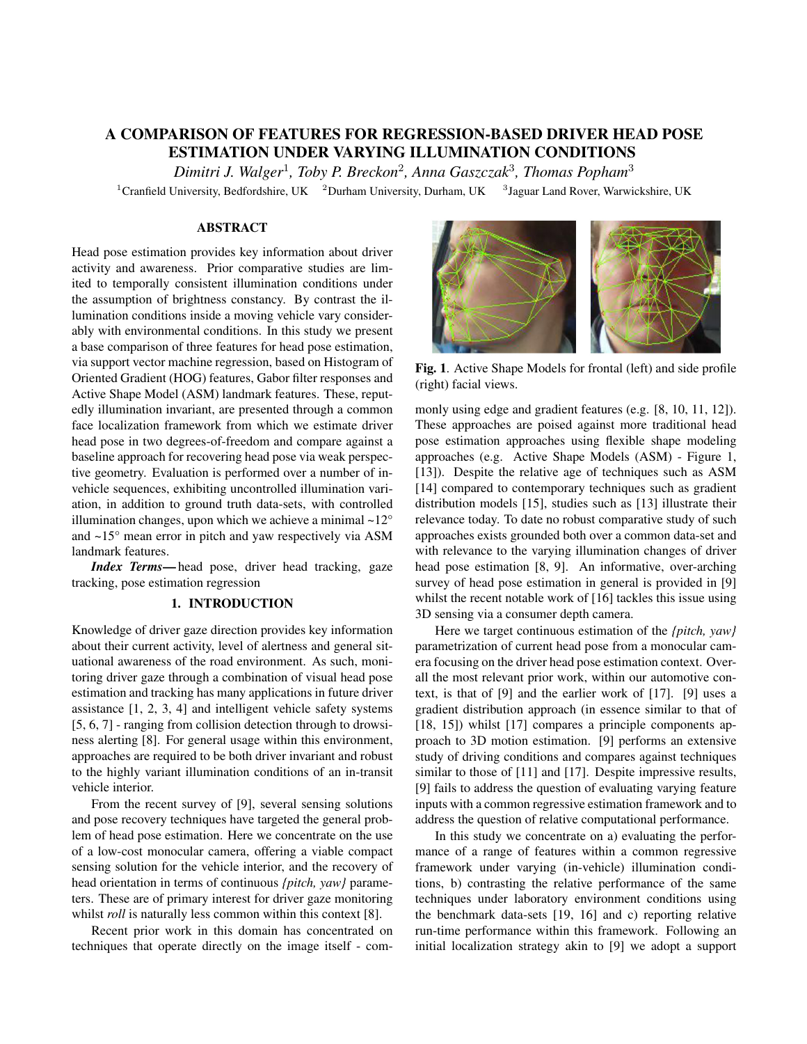# A COMPARISON OF FEATURES FOR REGRESSION-BASED DRIVER HEAD POSE ESTIMATION UNDER VARYING ILLUMINATION CONDITIONS

*Dimitri J. Walger*[1], *Toby P. Breckon*[2], *Anna Gaszczak*[3], *Thomas Popham*[3]

[1]Cranfield University, Bedfordshire, UK [2]Durham University, Durham, UK [3]Jaguar Land Rover, Warwickshire, UK

## ABSTRACT

Head pose estimation provides key information about driver activity and awareness. Prior comparative studies are limited to temporally consistent illumination conditions under the assumption of brightness constancy. By contrast the illumination conditions inside a moving vehicle vary considerably with environmental conditions. In this study we present a base comparison of three features for head pose estimation, via support vector machine regression, based on Histogram of Oriented Gradient (HOG) features, Gabor filter responses and Active Shape Model (ASM) landmark features. These, reputedly illumination invariant, are presented through a common face localization framework from which we estimate driver head pose in two degrees-of-freedom and compare against a baseline approach for recovering head pose via weak perspective geometry. Evaluation is performed over a number of in-vehicle sequences, exhibiting uncontrolled illumination variation, in addition to ground truth data-sets, with controlled illumination changes, upon which we achieve a minimal ~12° and ~15° mean error in pitch and yaw respectively via ASM landmark features.

***Index Terms***— head pose, driver head tracking, gaze tracking, pose estimation regression

## 1. INTRODUCTION

Knowledge of driver gaze direction provides key information about their current activity, level of alertness and general situational awareness of the road environment. As such, monitoring driver gaze through a combination of visual head pose estimation and tracking has many applications in future driver assistance [1, 2, 3, 4] and intelligent vehicle safety systems [5, 6, 7] - ranging from collision detection through to drowsiness alerting [8]. For general usage within this environment, approaches are required to be both driver invariant and robust to the highly variant illumination conditions of an in-transit vehicle interior.

From the recent survey of [9], several sensing solutions and pose recovery techniques have targeted the general problem of head pose estimation. Here we concentrate on the use of a low-cost monocular camera, offering a viable compact sensing solution for the vehicle interior, and the recovery of head orientation in terms of continuous *{pitch, yaw}* parameters. These are of primary interest for driver gaze monitoring whilst *roll* is naturally less common within this context [8].

Recent prior work in this domain has concentrated on techniques that operate directly on the image itself - commonly using edge and gradient features (e.g. [8, 10, 11, 12]). These approaches are poised against more traditional head pose estimation approaches using flexible shape modeling approaches (e.g. Active Shape Models (ASM) - Figure 1, [13]). Despite the relative age of techniques such as ASM [14] compared to contemporary techniques such as gradient distribution models [15], studies such as [13] illustrate their relevance today. To date no robust comparative study of such approaches exists grounded both over a common data-set and with relevance to the varying illumination changes of driver head pose estimation [8, 9]. An informative, over-arching survey of head pose estimation in general is provided in [9] whilst the recent notable work of [16] tackles this issue using 3D sensing via a consumer depth camera.

**Fig. 1**. Active Shape Models for frontal (left) and side profile (right) facial views.

Here we target continuous estimation of the *{pitch, yaw}* parametrization of current head pose from a monocular camera focusing on the driver head pose estimation context. Overall the most relevant prior work, within our automotive context, is that of [9] and the earlier work of [17]. [9] uses a gradient distribution approach (in essence similar to that of [18, 15]) whilst [17] compares a principle components approach to 3D motion estimation. [9] performs an extensive study of driving conditions and compares against techniques similar to those of [11] and [17]. Despite impressive results, [9] fails to address the question of evaluating varying feature inputs with a common regressive estimation framework and to address the question of relative computational performance.

In this study we concentrate on a) evaluating the performance of a range of features within a common regressive framework under varying (in-vehicle) illumination conditions, b) contrasting the relative performance of the same techniques under laboratory environment conditions using the benchmark data-sets [19, 16] and c) reporting relative run-time performance within this framework. Following an initial localization strategy akin to [9] we adopt a support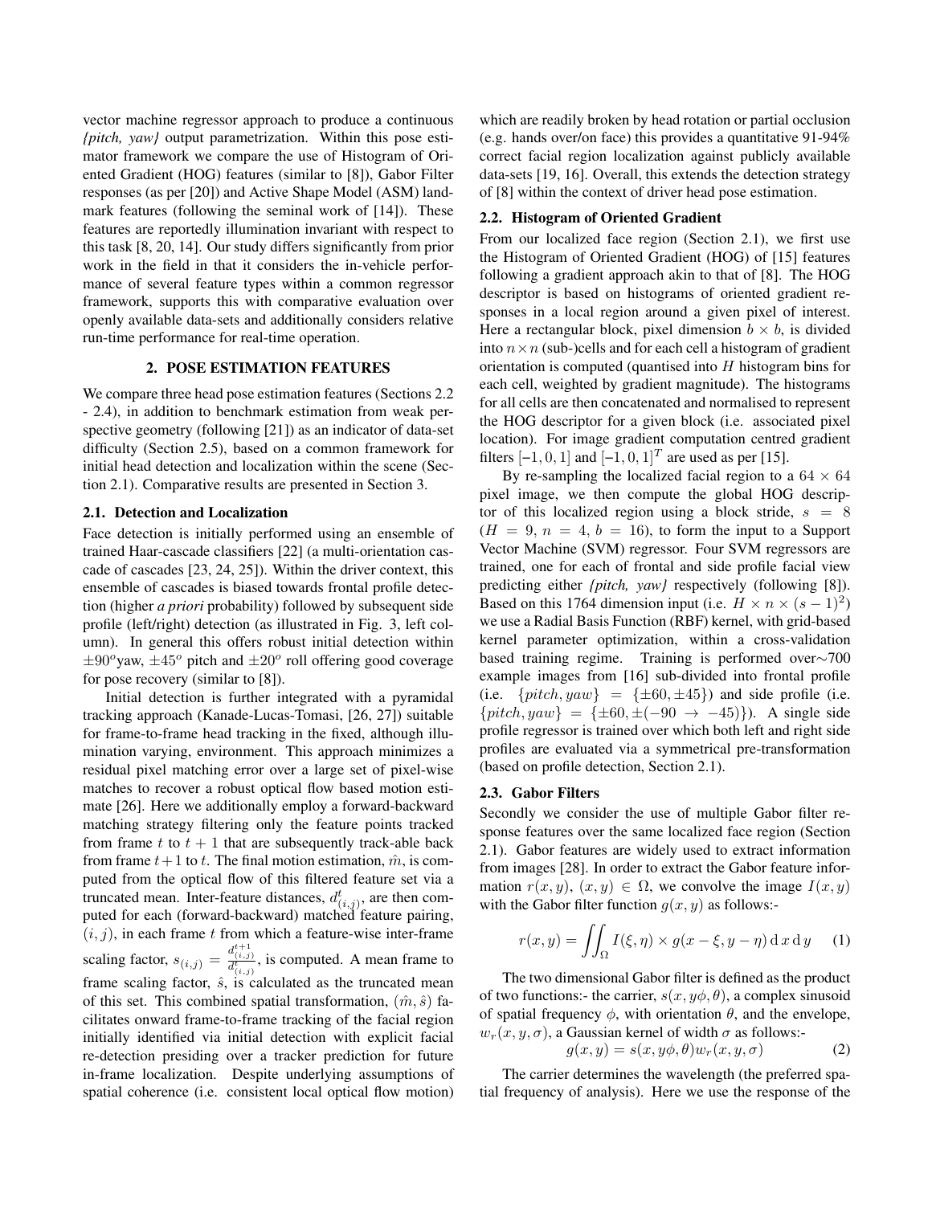vector machine regressor approach to produce a continuous *{pitch, yaw}* output parametrization. Within this pose estimator framework we compare the use of Histogram of Oriented Gradient (HOG) features (similar to [8]), Gabor Filter responses (as per [20]) and Active Shape Model (ASM) landmark features (following the seminal work of [14]). These features are reportedly illumination invariant with respect to this task [8, 20, 14]. Our study differs significantly from prior work in the field in that it considers the in-vehicle performance of several feature types within a common regressor framework, supports this with comparative evaluation over openly available data-sets and additionally considers relative run-time performance for real-time operation.

## 2. POSE ESTIMATION FEATURES

We compare three head pose estimation features (Sections 2.2 - 2.4), in addition to benchmark estimation from weak perspective geometry (following [21]) as an indicator of data-set difficulty (Section 2.5), based on a common framework for initial head detection and localization within the scene (Section 2.1). Comparative results are presented in Section 3.

### 2.1. Detection and Localization

Face detection is initially performed using an ensemble of trained Haar-cascade classifiers [22] (a multi-orientation cascade of cascades [23, 24, 25]). Within the driver context, this ensemble of cascades is biased towards frontal profile detection (higher *a priori* probability) followed by subsequent side profile (left/right) detection (as illustrated in Fig. 3, left column). In general this offers robust initial detection within $\pm 90^o$yaw, $\pm 45^o$ pitch and $\pm 20^o$ roll offering good coverage for pose recovery (similar to [8]).

Initial detection is further integrated with a pyramidal tracking approach (Kanade-Lucas-Tomasi, [26, 27]) suitable for frame-to-frame head tracking in the fixed, although illumination varying, environment. This approach minimizes a residual pixel matching error over a large set of pixel-wise matches to recover a robust optical flow based motion estimate [26]. Here we additionally employ a forward-backward matching strategy filtering only the feature points tracked from frame $t$ to $t+1$ that are subsequently track-able back from frame $t+1$ to $t$. The final motion estimation, $\hat{m}$, is computed from the optical flow of this filtered feature set via a truncated mean. Inter-feature distances, $d^t_{(i,j)}$, are then computed for each (forward-backward) matched feature pairing, $(i, j)$, in each frame $t$ from which a feature-wise inter-frame scaling factor, $s_{(i,j)} = \frac{d^{t+1}_{(i,j)}}{d^t_{(i,j)}}$, is computed. A mean frame to frame scaling factor, $\hat{s}$, is calculated as the truncated mean of this set. This combined spatial transformation, $(\hat{m}, \hat{s})$ facilitates onward frame-to-frame tracking of the facial region initially identified via initial detection with explicit facial re-detection presiding over a tracker prediction for future in-frame localization. Despite underlying assumptions of spatial coherence (i.e. consistent local optical flow motion) which are readily broken by head rotation or partial occlusion (e.g. hands over/on face) this provides a quantitative 91-94% correct facial region localization against publicly available data-sets [19, 16]. Overall, this extends the detection strategy of [8] within the context of driver head pose estimation.

### 2.2. Histogram of Oriented Gradient

From our localized face region (Section 2.1), we first use the Histogram of Oriented Gradient (HOG) of [15] features following a gradient approach akin to that of [8]. The HOG descriptor is based on histograms of oriented gradient responses in a local region around a given pixel of interest. Here a rectangular block, pixel dimension $b \times b$, is divided into $n \times n$ (sub-)cells and for each cell a histogram of gradient orientation is computed (quantised into $H$ histogram bins for each cell, weighted by gradient magnitude). The histograms for all cells are then concatenated and normalised to represent the HOG descriptor for a given block (i.e. associated pixel location). For image gradient computation centred gradient filters $[-1, 0, 1]$ and $[-1, 0, 1]^T$ are used as per [15].

By re-sampling the localized facial region to a $64 \times 64$ pixel image, we then compute the global HOG descriptor of this localized region using a block stride, $s = 8$ ($H = 9$, $n = 4$, $b = 16$), to form the input to a Support Vector Machine (SVM) regressor. Four SVM regressors are trained, one for each of frontal and side profile facial view predicting either *{pitch, yaw}* respectively (following [8]). Based on this 1764 dimension input (i.e. $H \times n \times (s-1)^2$) we use a Radial Basis Function (RBF) kernel, with grid-based kernel parameter optimization, within a cross-validation based training regime. Training is performed over$\sim$700 example images from [16] sub-divided into frontal profile (i.e. $\{pitch, yaw\} = \{\pm 60, \pm 45\}$) and side profile (i.e. $\{pitch, yaw\} = \{\pm 60, \pm(-90 \rightarrow -45)\}$). A single side profile regressor is trained over which both left and right side profiles are evaluated via a symmetrical pre-transformation (based on profile detection, Section 2.1).

### 2.3. Gabor Filters

Secondly we consider the use of multiple Gabor filter response features over the same localized face region (Section 2.1). Gabor features are widely used to extract information from images [28]. In order to extract the Gabor feature information $r(x, y)$, $(x, y) \in \Omega$, we convolve the image $I(x, y)$ with the Gabor filter function $g(x, y)$ as follows:-

$$r(x, y) = \iint_{\Omega} I(\xi, \eta) \times g(x - \xi, y - \eta) \, \mathrm{d}\, x \, \mathrm{d}\, y \quad (1)$$

The two dimensional Gabor filter is defined as the product of two functions:- the carrier, $s(x, y\phi, \theta)$, a complex sinusoid of spatial frequency $\phi$, with orientation $\theta$, and the envelope, $w_r(x, y, \sigma)$, a Gaussian kernel of width $\sigma$ as follows:-

$$g(x, y) = s(x, y\phi, \theta) w_r(x, y, \sigma) \quad (2)$$

The carrier determines the wavelength (the preferred spatial frequency of analysis). Here we use the response of the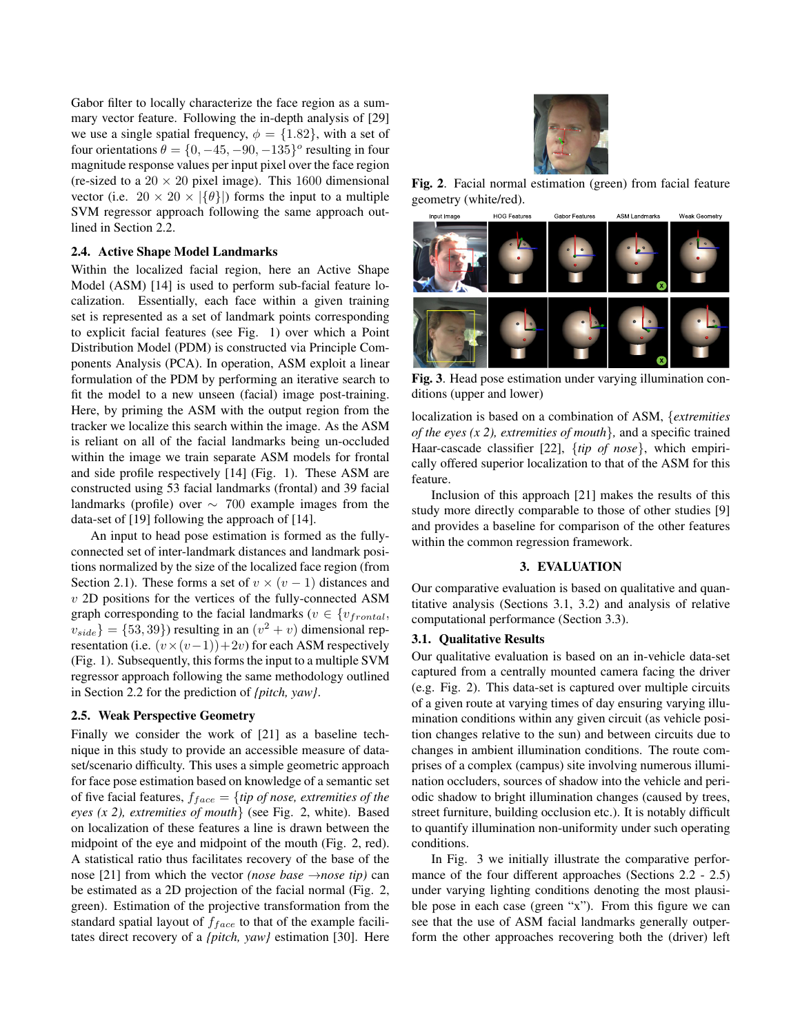Gabor filter to locally characterize the face region as a summary vector feature. Following the in-depth analysis of [29] we use a single spatial frequency, $\phi = \{1.82\}$, with a set of four orientations $\theta = \{0, -45, -90, -135\}^o$ resulting in four magnitude response values per input pixel over the face region (re-sized to a $20 \times 20$ pixel image). This 1600 dimensional vector (i.e. $20 \times 20 \times |\{\theta\}|$) forms the input to a multiple SVM regressor approach following the same approach outlined in Section 2.2.

### 2.4. Active Shape Model Landmarks

Within the localized facial region, here an Active Shape Model (ASM) [14] is used to perform sub-facial feature localization. Essentially, each face within a given training set is represented as a set of landmark points corresponding to explicit facial features (see Fig. 1) over which a Point Distribution Model (PDM) is constructed via Principle Components Analysis (PCA). In operation, ASM exploit a linear formulation of the PDM by performing an iterative search to fit the model to a new unseen (facial) image post-training. Here, by priming the ASM with the output region from the tracker we localize this search within the image. As the ASM is reliant on all of the facial landmarks being un-occluded within the image we train separate ASM models for frontal and side profile respectively [14] (Fig. 1). These ASM are constructed using 53 facial landmarks (frontal) and 39 facial landmarks (profile) over $\sim$ 700 example images from the data-set of [19] following the approach of [14].

An input to head pose estimation is formed as the fully-connected set of inter-landmark distances and landmark positions normalized by the size of the localized face region (from Section 2.1). These forms a set of $v \times (v-1)$ distances and $v$ 2D positions for the vertices of the fully-connected ASM graph corresponding to the facial landmarks ($v \in \{v_{frontal}, v_{side}\} = \{53, 39\}$) resulting in an $(v^2 + v)$ dimensional representation (i.e. $(v \times (v-1)) + 2v$) for each ASM respectively (Fig. 1). Subsequently, this forms the input to a multiple SVM regressor approach following the same methodology outlined in Section 2.2 for the prediction of *{pitch, yaw}*.

### 2.5. Weak Perspective Geometry

Finally we consider the work of [21] as a baseline technique in this study to provide an accessible measure of data-set/scenario difficulty. This uses a simple geometric approach for face pose estimation based on knowledge of a semantic set of five facial features, $f_{face}$ = {*tip of nose, extremities of the eyes (x 2), extremities of mouth*} (see Fig. 2, white). Based on localization of these features a line is drawn between the midpoint of the eye and midpoint of the mouth (Fig. 2, red). A statistical ratio thus facilitates recovery of the base of the nose [21] from which the vector *(nose base $\rightarrow$nose tip)* can be estimated as a 2D projection of the facial normal (Fig. 2, green). Estimation of the projective transformation from the standard spatial layout of $f_{face}$ to that of the example facilitates direct recovery of a *{pitch, yaw}* estimation [30]. Here localization is based on a combination of ASM, {*extremities of the eyes (x 2), extremities of mouth*}, and a specific trained Haar-cascade classifier [22], {*tip of nose*}, which empirically offered superior localization to that of the ASM for this feature.

**Fig. 2**. Facial normal estimation (green) from facial feature geometry (white/red).

Input Image
HOG Features
Gabor Features
ASM Landmarks
Weak Geometry

**Fig. 3**. Head pose estimation under varying illumination conditions (upper and lower)

Inclusion of this approach [21] makes the results of this study more directly comparable to those of other studies [9] and provides a baseline for comparison of the other features within the common regression framework.

## 3. EVALUATION

Our comparative evaluation is based on qualitative and quantitative analysis (Sections 3.1, 3.2) and analysis of relative computational performance (Section 3.3).

### 3.1. Qualitative Results

Our qualitative evaluation is based on an in-vehicle data-set captured from a centrally mounted camera facing the driver (e.g. Fig. 2). This data-set is captured over multiple circuits of a given route at varying times of day ensuring varying illumination conditions within any given circuit (as vehicle position changes relative to the sun) and between circuits due to changes in ambient illumination conditions. The route comprises of a complex (campus) site involving numerous illumination occluders, sources of shadow into the vehicle and periodic shadow to bright illumination changes (caused by trees, street furniture, building occlusion etc.). It is notably difficult to quantify illumination non-uniformity under such operating conditions.

In Fig. 3 we initially illustrate the comparative performance of the four different approaches (Sections 2.2 - 2.5) under varying lighting conditions denoting the most plausible pose in each case (green "x"). From this figure we can see that the use of ASM facial landmarks generally outperform the other approaches recovering both the (driver) left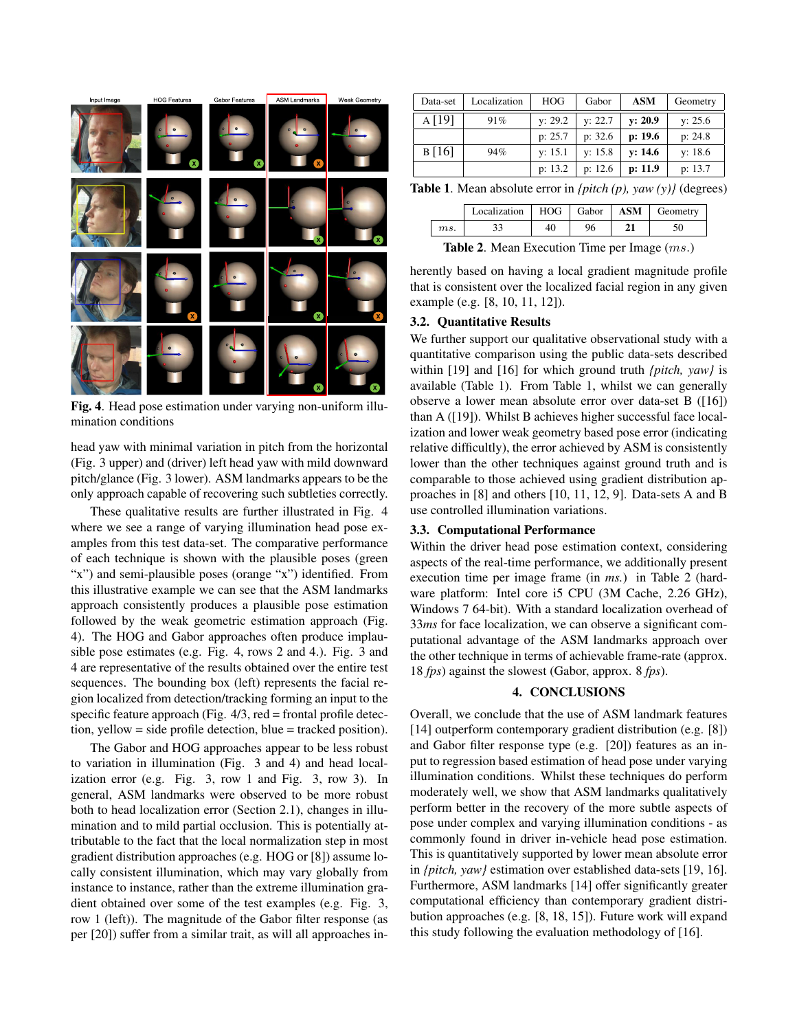Input Image
HOG Features
Gabor Features
ASM Landmarks
Weak Geometry

**Fig. 4**. Head pose estimation under varying non-uniform illumination conditions

head yaw with minimal variation in pitch from the horizontal (Fig. 3 upper) and (driver) left head yaw with mild downward pitch/glance (Fig. 3 lower). ASM landmarks appears to be the only approach capable of recovering such subtleties correctly.

These qualitative results are further illustrated in Fig. 4 where we see a range of varying illumination head pose examples from this test data-set. The comparative performance of each technique is shown with the plausible poses (green "x") and semi-plausible poses (orange "x") identified. From this illustrative example we can see that the ASM landmarks approach consistently produces a plausible pose estimation followed by the weak geometric estimation approach (Fig. 4). The HOG and Gabor approaches often produce implausible pose estimates (e.g. Fig. 4, rows 2 and 4.). Fig. 3 and 4 are representative of the results obtained over the entire test sequences. The bounding box (left) represents the facial region localized from detection/tracking forming an input to the specific feature approach (Fig. 4/3, red = frontal profile detection, yellow = side profile detection, blue = tracked position).

The Gabor and HOG approaches appear to be less robust to variation in illumination (Fig. 3 and 4) and head localization error (e.g. Fig. 3, row 1 and Fig. 3, row 3). In general, ASM landmarks were observed to be more robust both to head localization error (Section 2.1), changes in illumination and to mild partial occlusion. This is potentially attributable to the fact that the local normalization step in most gradient distribution approaches (e.g. HOG or [8]) assume locally consistent illumination, which may vary globally from instance to instance, rather than the extreme illumination gradient obtained over some of the test examples (e.g. Fig. 3, row 1 (left)). The magnitude of the Gabor filter response (as per [20]) suffer from a similar trait, as will all approaches inherently based on having a local gradient magnitude profile that is consistent over the localized facial region in any given example (e.g. [8, 10, 11, 12]).

| Data-set | Localization | HOG | Gabor | **ASM** | Geometry |
|---|---|---|---|---|---|
| A [19] | 91% | y: 29.2 | y: 22.7 | **y: 20.9** | y: 25.6 |
| | | p: 25.7 | p: 32.6 | **p: 19.6** | p: 24.8 |
| B [16] | 94% | y: 15.1 | y: 15.8 | **y: 14.6** | y: 18.6 |
| | | p: 13.2 | p: 12.6 | **p: 11.9** | p: 13.7 |

**Table 1**. Mean absolute error in *{pitch (p), yaw (y)}* (degrees)

| | Localization | HOG | Gabor | **ASM** | Geometry |
|---|---|---|---|---|---|
| $ms.$ | 33 | 40 | 96 | **21** | 50 |

**Table 2**. Mean Execution Time per Image ($ms.$)

### 3.2. Quantitative Results

We further support our qualitative observational study with a quantitative comparison using the public data-sets described within [19] and [16] for which ground truth *{pitch, yaw}* is available (Table 1). From Table 1, whilst we can generally observe a lower mean absolute error over data-set B ([16]) than A ([19]). Whilst B achieves higher successful face localization and lower weak geometry based pose error (indicating relative difficulty), the error achieved by ASM is consistently lower than the other techniques against ground truth and is comparable to those achieved using gradient distribution approaches in [8] and others [10, 11, 12, 9]. Data-sets A and B use controlled illumination variations.

### 3.3. Computational Performance

Within the driver head pose estimation context, considering aspects of the real-time performance, we additionally present execution time per image frame (in *ms.*) in Table 2 (hardware platform: Intel core i5 CPU (3M Cache, 2.26 GHz), Windows 7 64-bit). With a standard localization overhead of 33*ms* for face localization, we can observe a significant computational advantage of the ASM landmarks approach over the other technique in terms of achievable frame-rate (approx. 18 *fps*) against the slowest (Gabor, approx. 8 *fps*).

## 4. CONCLUSIONS

Overall, we conclude that the use of ASM landmark features [14] outperform contemporary gradient distribution (e.g. [8]) and Gabor filter response type (e.g. [20]) features as an input to regression based estimation of head pose under varying illumination conditions. Whilst these techniques do perform moderately well, we show that ASM landmarks qualitatively perform better in the recovery of the more subtle aspects of pose under complex and varying illumination conditions - as commonly found in driver in-vehicle head pose estimation. This is quantitatively supported by lower mean absolute error in *{pitch, yaw}* estimation over established data-sets [19, 16]. Furthermore, ASM landmarks [14] offer significantly greater computational efficiency than contemporary gradient distribution approaches (e.g. [8, 18, 15]). Future work will expand this study following the evaluation methodology of [16].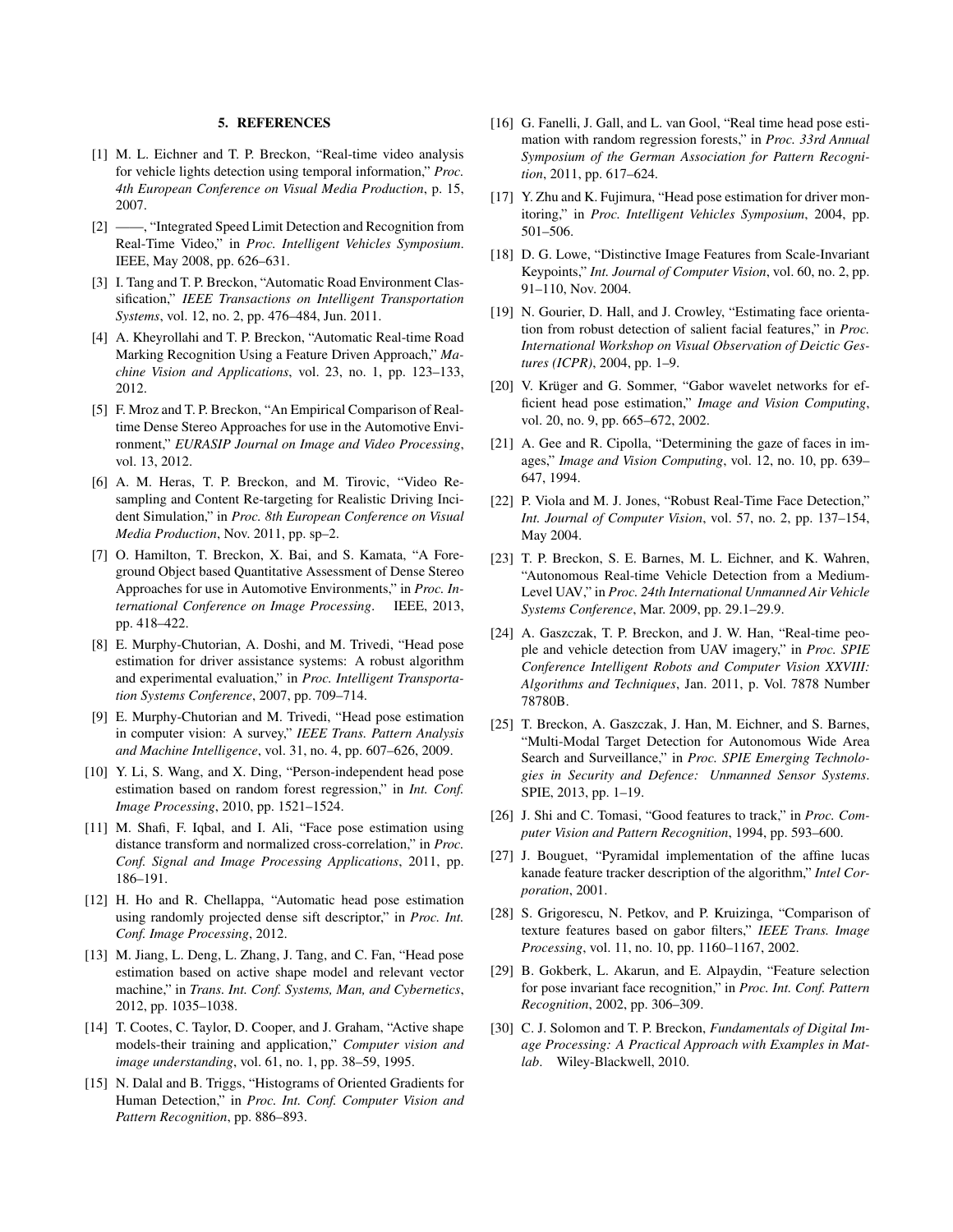## 5. REFERENCES

[1] M. L. Eichner and T. P. Breckon, "Real-time video analysis for vehicle lights detection using temporal information," *Proc. 4th European Conference on Visual Media Production*, p. 15, 2007.

[2] ——, "Integrated Speed Limit Detection and Recognition from Real-Time Video," in *Proc. Intelligent Vehicles Symposium*. IEEE, May 2008, pp. 626–631.

[3] I. Tang and T. P. Breckon, "Automatic Road Environment Classification," *IEEE Transactions on Intelligent Transportation Systems*, vol. 12, no. 2, pp. 476–484, Jun. 2011.

[4] A. Kheyrollahi and T. P. Breckon, "Automatic Real-time Road Marking Recognition Using a Feature Driven Approach," *Machine Vision and Applications*, vol. 23, no. 1, pp. 123–133, 2012.

[5] F. Mroz and T. P. Breckon, "An Empirical Comparison of Real-time Dense Stereo Approaches for use in the Automotive Environment," *EURASIP Journal on Image and Video Processing*, vol. 13, 2012.

[6] A. M. Heras, T. P. Breckon, and M. Tirovic, "Video Re-sampling and Content Re-targeting for Realistic Driving Incident Simulation," in *Proc. 8th European Conference on Visual Media Production*, Nov. 2011, pp. sp–2.

[7] O. Hamilton, T. Breckon, X. Bai, and S. Kamata, "A Foreground Object based Quantitative Assessment of Dense Stereo Approaches for use in Automotive Environments," in *Proc. International Conference on Image Processing*. IEEE, 2013, pp. 418–422.

[8] E. Murphy-Chutorian, A. Doshi, and M. Trivedi, "Head pose estimation for driver assistance systems: A robust algorithm and experimental evaluation," in *Proc. Intelligent Transportation Systems Conference*, 2007, pp. 709–714.

[9] E. Murphy-Chutorian and M. Trivedi, "Head pose estimation in computer vision: A survey," *IEEE Trans. Pattern Analysis and Machine Intelligence*, vol. 31, no. 4, pp. 607–626, 2009.

[10] Y. Li, S. Wang, and X. Ding, "Person-independent head pose estimation based on random forest regression," in *Int. Conf. Image Processing*, 2010, pp. 1521–1524.

[11] M. Shafi, F. Iqbal, and I. Ali, "Face pose estimation using distance transform and normalized cross-correlation," in *Proc. Conf. Signal and Image Processing Applications*, 2011, pp. 186–191.

[12] H. Ho and R. Chellappa, "Automatic head pose estimation using randomly projected dense sift descriptor," in *Proc. Int. Conf. Image Processing*, 2012.

[13] M. Jiang, L. Deng, L. Zhang, J. Tang, and C. Fan, "Head pose estimation based on active shape model and relevant vector machine," in *Trans. Int. Conf. Systems, Man, and Cybernetics*, 2012, pp. 1035–1038.

[14] T. Cootes, C. Taylor, D. Cooper, and J. Graham, "Active shape models-their training and application," *Computer vision and image understanding*, vol. 61, no. 1, pp. 38–59, 1995.

[15] N. Dalal and B. Triggs, "Histograms of Oriented Gradients for Human Detection," in *Proc. Int. Conf. Computer Vision and Pattern Recognition*, pp. 886–893.

[16] G. Fanelli, J. Gall, and L. van Gool, "Real time head pose estimation with random regression forests," in *Proc. 33rd Annual Symposium of the German Association for Pattern Recognition*, 2011, pp. 617–624.

[17] Y. Zhu and K. Fujimura, "Head pose estimation for driver monitoring," in *Proc. Intelligent Vehicles Symposium*, 2004, pp. 501–506.

[18] D. G. Lowe, "Distinctive Image Features from Scale-Invariant Keypoints," *Int. Journal of Computer Vision*, vol. 60, no. 2, pp. 91–110, Nov. 2004.

[19] N. Gourier, D. Hall, and J. Crowley, "Estimating face orientation from robust detection of salient facial features," in *Proc. International Workshop on Visual Observation of Deictic Gestures (ICPR)*, 2004, pp. 1–9.

[20] V. Krüger and G. Sommer, "Gabor wavelet networks for efficient head pose estimation," *Image and Vision Computing*, vol. 20, no. 9, pp. 665–672, 2002.

[21] A. Gee and R. Cipolla, "Determining the gaze of faces in images," *Image and Vision Computing*, vol. 12, no. 10, pp. 639–647, 1994.

[22] P. Viola and M. J. Jones, "Robust Real-Time Face Detection," *Int. Journal of Computer Vision*, vol. 57, no. 2, pp. 137–154, May 2004.

[23] T. P. Breckon, S. E. Barnes, M. L. Eichner, and K. Wahren, "Autonomous Real-time Vehicle Detection from a Medium-Level UAV," in *Proc. 24th International Unmanned Air Vehicle Systems Conference*, Mar. 2009, pp. 29.1–29.9.

[24] A. Gaszczak, T. P. Breckon, and J. W. Han, "Real-time people and vehicle detection from UAV imagery," in *Proc. SPIE Conference Intelligent Robots and Computer Vision XXVIII: Algorithms and Techniques*, Jan. 2011, p. Vol. 7878 Number 78780B.

[25] T. Breckon, A. Gaszczak, J. Han, M. Eichner, and S. Barnes, "Multi-Modal Target Detection for Autonomous Wide Area Search and Surveillance," in *Proc. SPIE Emerging Technologies in Security and Defence: Unmanned Sensor Systems*. SPIE, 2013, pp. 1–19.

[26] J. Shi and C. Tomasi, "Good features to track," in *Proc. Computer Vision and Pattern Recognition*, 1994, pp. 593–600.

[27] J. Bouguet, "Pyramidal implementation of the affine lucas kanade feature tracker description of the algorithm," *Intel Corporation*, 2001.

[28] S. Grigorescu, N. Petkov, and P. Kruizinga, "Comparison of texture features based on gabor filters," *IEEE Trans. Image Processing*, vol. 11, no. 10, pp. 1160–1167, 2002.

[29] B. Gokberk, L. Akarun, and E. Alpaydin, "Feature selection for pose invariant face recognition," in *Proc. Int. Conf. Pattern Recognition*, 2002, pp. 306–309.

[30] C. J. Solomon and T. P. Breckon, *Fundamentals of Digital Image Processing: A Practical Approach with Examples in Matlab*. Wiley-Blackwell, 2010.